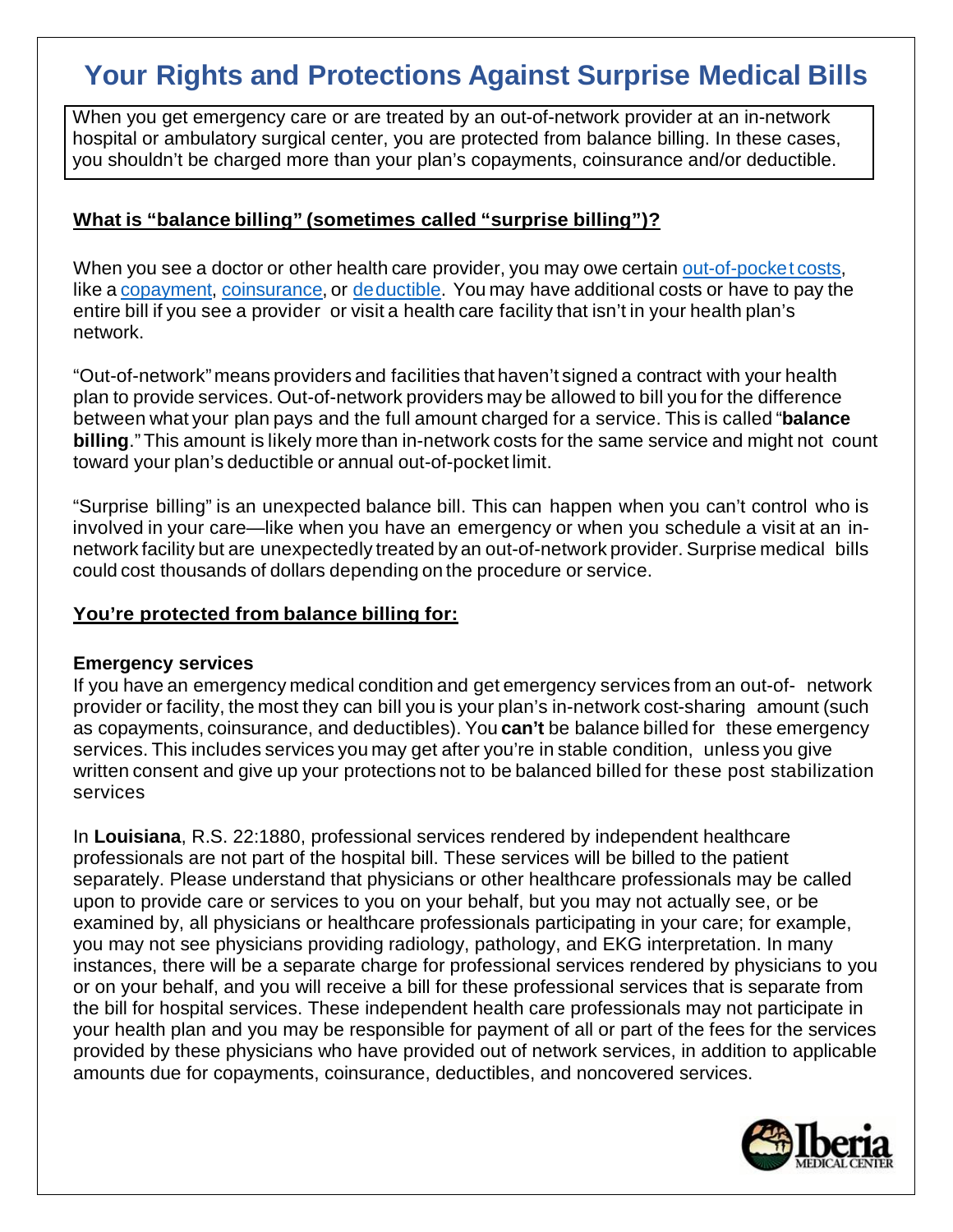# Your Rights and Protections Against Surprise Medical Bills

When you get emergency care or are treated by an out-of-network provider at an in-network hospital or ambulatory surgical center, you are protected from balance billing. In these cases, you shouldn't be charged more than your plan's copayments, coinsurance and/or deductible.

## What is "balance billing" (sometimes called "surprise billing")?

When you see a doctor or other health care provider, you may owe certain out-of-pocket costs, like a copayment, coinsurance, or deductible. You may have additional costs or have to pay the entire bill if you see a provider or visit a health care facility that isn't in your health plan's network.

"Out-of-network" means providers and facilities that haven't signed a contract with your health plan to provide services. Out-of-network providers may be allowed to bill you for the difference between what your plan pays and the full amount charged for a service. This is called "**balance billing**." This amount is likely more than in-network costs for the same service and might not count toward your plan's deductible or annual out-of-pocket limit.

"Surprise billing" is an unexpected balance bill. This can happen when you can't control who is involved in your care—like when you have an emergency or when you schedule a visit at an in-network facility but are unexpectedly treated by an out-of-network provider. Surprise medical bills could cost thousands of dollars depending on the procedure or service.

## You're protected from balance billing for:

### Emergency services

If you have an emergency medical condition and get emergency services from an out-of- network provider or facility, the most they can bill you is your plan's in-network cost-sharing amount (such as copayments, coinsurance, and deductibles). You **can't** be balance billed for these emergency services. This includes services you may get after you're in stable condition, unless you give written consent and give up your protections not to be balanced billed for these post stabilization services

In **Louisiana**, R.S. 22:1880, professional services rendered by independent healthcare professionals are not part of the hospital bill. These services will be billed to the patient separately. Please understand that physicians or other healthcare professionals may be called upon to provide care or services to you on your behalf, but you may not actually see, or be examined by, all physicians or healthcare professionals participating in your care; for example, you may not see physicians providing radiology, pathology, and EKG interpretation. In many instances, there will be a separate charge for professional services rendered by physicians to you or on your behalf, and you will receive a bill for these professional services that is separate from the bill for hospital services. These independent health care professionals may not participate in your health plan and you may be responsible for payment of all or part of the fees for the services provided by these physicians who have provided out of network services, in addition to applicable amounts due for copayments, coinsurance, deductibles, and noncovered services.

Iberia MEDICAL CENTER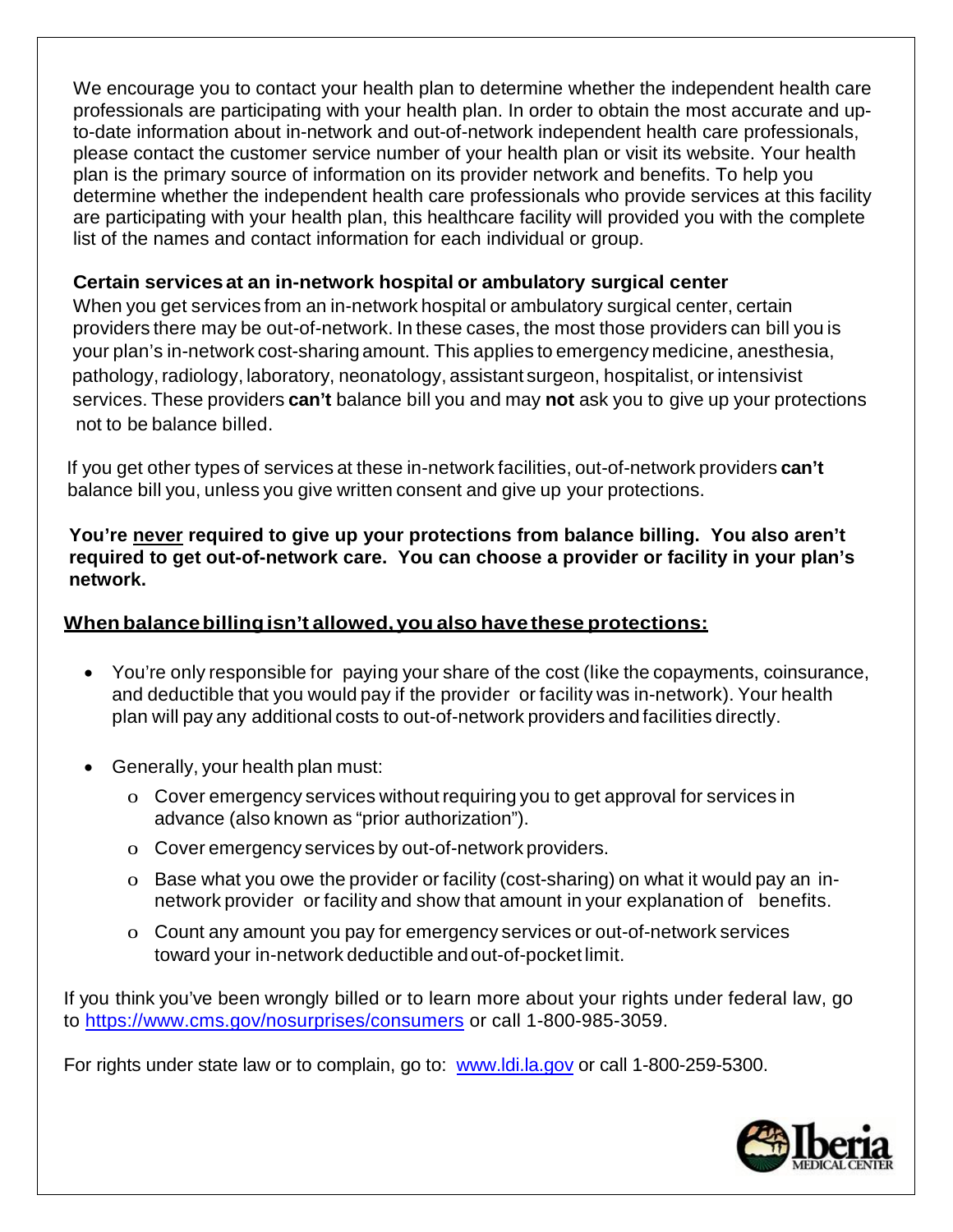We encourage you to contact your health plan to determine whether the independent health care professionals are participating with your health plan. In order to obtain the most accurate and up-to-date information about in-network and out-of-network independent health care professionals, please contact the customer service number of your health plan or visit its website. Your health plan is the primary source of information on its provider network and benefits. To help you determine whether the independent health care professionals who provide services at this facility are participating with your health plan, this healthcare facility will provided you with the complete list of the names and contact information for each individual or group.

**Certain services at an in-network hospital or ambulatory surgical center**

When you get services from an in-network hospital or ambulatory surgical center, certain providers there may be out-of-network. In these cases, the most those providers can bill you is your plan's in-network cost-sharing amount. This applies to emergency medicine, anesthesia, pathology, radiology, laboratory, neonatology, assistant surgeon, hospitalist, or intensivist services. These providers **can't** balance bill you and may **not** ask you to give up your protections not to be balance billed.

If you get other types of services at these in-network facilities, out-of-network providers **can't** balance bill you, unless you give written consent and give up your protections.

**You're <u>never</u> required to give up your protections from balance billing. You also aren't required to get out-of-network care. You can choose a provider or facility in your plan's network.**

**<u>When balance billing isn't allowed, you also have these protections:</u>**

- You're only responsible for paying your share of the cost (like the copayments, coinsurance, and deductible that you would pay if the provider or facility was in-network). Your health plan will pay any additional costs to out-of-network providers and facilities directly.
- Generally, your health plan must:
  - Cover emergency services without requiring you to get approval for services in advance (also known as "prior authorization").
  - Cover emergency services by out-of-network providers.
  - Base what you owe the provider or facility (cost-sharing) on what it would pay an in-network provider or facility and show that amount in your explanation of benefits.
  - Count any amount you pay for emergency services or out-of-network services toward your in-network deductible and out-of-pocket limit.

If you think you've been wrongly billed or to learn more about your rights under federal law, go to https://www.cms.gov/nosurprises/consumers or call 1-800-985-3059.

For rights under state law or to complain, go to: www.ldi.la.gov or call 1-800-259-5300.

Iberia MEDICAL CENTER